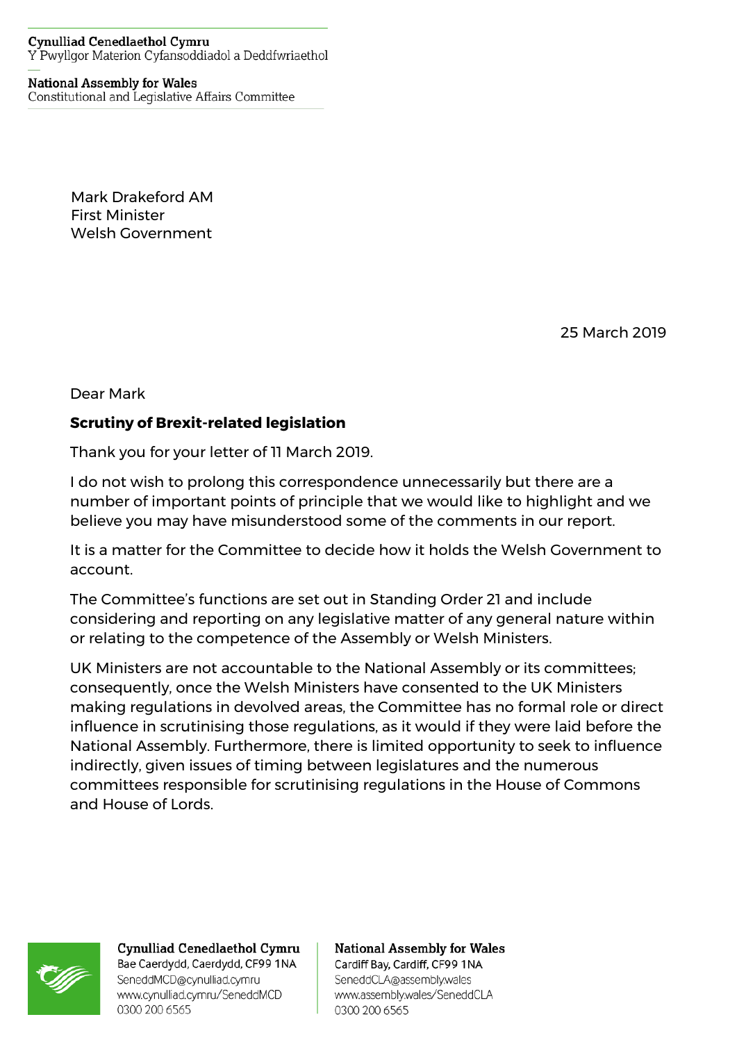Cynulliad Cenedlaethol Cymru
Y Pwyllgor Materion Cyfansoddiadol a Deddfwriaethol

National Assembly for Wales
Constitutional and Legislative Affairs Committee

Mark Drakeford AM
First Minister
Welsh Government

25 March 2019

Dear Mark

**Scrutiny of Brexit-related legislation**

Thank you for your letter of 11 March 2019.

I do not wish to prolong this correspondence unnecessarily but there are a number of important points of principle that we would like to highlight and we believe you may have misunderstood some of the comments in our report.

It is a matter for the Committee to decide how it holds the Welsh Government to account.

The Committee's functions are set out in Standing Order 21 and include considering and reporting on any legislative matter of any general nature within or relating to the competence of the Assembly or Welsh Ministers.

UK Ministers are not accountable to the National Assembly or its committees; consequently, once the Welsh Ministers have consented to the UK Ministers making regulations in devolved areas, the Committee has no formal role or direct influence in scrutinising those regulations, as it would if they were laid before the National Assembly. Furthermore, there is limited opportunity to seek to influence indirectly, given issues of timing between legislatures and the numerous committees responsible for scrutinising regulations in the House of Commons and House of Lords.

Cynulliad Cenedlaethol Cymru
Bae Caerdydd, Caerdydd, CF99 1NA
SeneddMCD@cynulliad.cymru
www.cynulliad.cymru/SeneddMCD
0300 200 6565

National Assembly for Wales
Cardiff Bay, Cardiff, CF99 1NA
SeneddCLA@assembly.wales
www.assembly.wales/SeneddCLA
0300 200 6565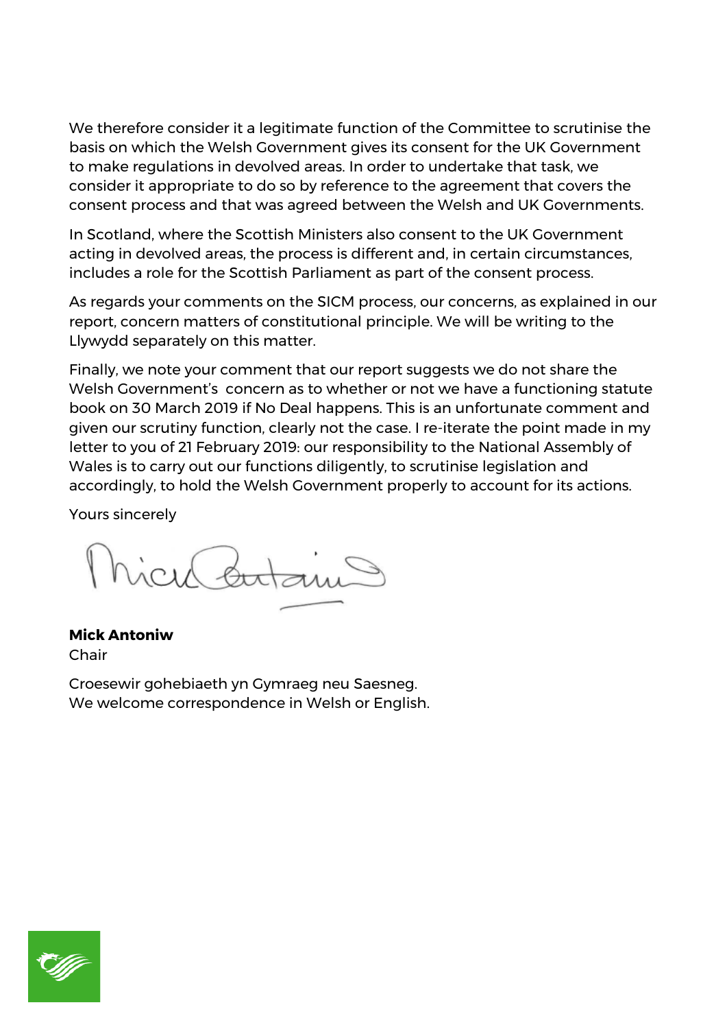We therefore consider it a legitimate function of the Committee to scrutinise the basis on which the Welsh Government gives its consent for the UK Government to make regulations in devolved areas. In order to undertake that task, we consider it appropriate to do so by reference to the agreement that covers the consent process and that was agreed between the Welsh and UK Governments.

In Scotland, where the Scottish Ministers also consent to the UK Government acting in devolved areas, the process is different and, in certain circumstances, includes a role for the Scottish Parliament as part of the consent process.

As regards your comments on the SICM process, our concerns, as explained in our report, concern matters of constitutional principle. We will be writing to the Llywydd separately on this matter.

Finally, we note your comment that our report suggests we do not share the Welsh Government's concern as to whether or not we have a functioning statute book on 30 March 2019 if No Deal happens. This is an unfortunate comment and given our scrutiny function, clearly not the case. I re-iterate the point made in my letter to you of 21 February 2019: our responsibility to the National Assembly of Wales is to carry out our functions diligently, to scrutinise legislation and accordingly, to hold the Welsh Government properly to account for its actions.

Yours sincerely

**Mick Antoniw**
Chair

Croesewir gohebiaeth yn Gymraeg neu Saesneg.
We welcome correspondence in Welsh or English.